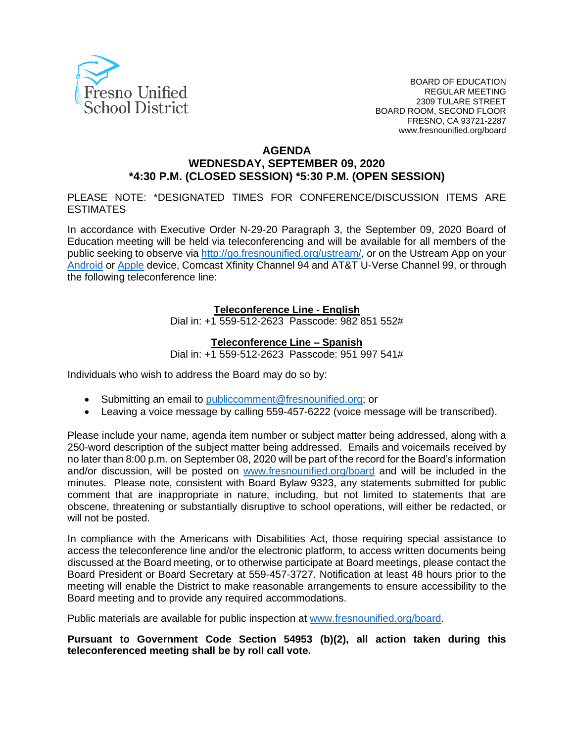Fresno Unified School District

BOARD OF EDUCATION
REGULAR MEETING
2309 TULARE STREET
BOARD ROOM, SECOND FLOOR
FRESNO, CA 93721-2287
www.fresnounified.org/board

# AGENDA
## WEDNESDAY, SEPTEMBER 09, 2020
## *4:30 P.M. (CLOSED SESSION) *5:30 P.M. (OPEN SESSION)

PLEASE NOTE: *DESIGNATED TIMES FOR CONFERENCE/DISCUSSION ITEMS ARE ESTIMATES

In accordance with Executive Order N-29-20 Paragraph 3, the September 09, 2020 Board of Education meeting will be held via teleconferencing and will be available for all members of the public seeking to observe via http://go.fresnounified.org/ustream/, or on the Ustream App on your Android or Apple device, Comcast Xfinity Channel 94 and AT&T U-Verse Channel 99, or through the following teleconference line:

**Teleconference Line - English**
Dial in: +1 559-512-2623 Passcode: 982 851 552#

**Teleconference Line – Spanish**
Dial in: +1 559-512-2623 Passcode: 951 997 541#

Individuals who wish to address the Board may do so by:

- Submitting an email to publiccomment@fresnounified.org; or
- Leaving a voice message by calling 559-457-6222 (voice message will be transcribed).

Please include your name, agenda item number or subject matter being addressed, along with a 250-word description of the subject matter being addressed. Emails and voicemails received by no later than 8:00 p.m. on September 08, 2020 will be part of the record for the Board's information and/or discussion, will be posted on www.fresnounified.org/board and will be included in the minutes. Please note, consistent with Board Bylaw 9323, any statements submitted for public comment that are inappropriate in nature, including, but not limited to statements that are obscene, threatening or substantially disruptive to school operations, will either be redacted, or will not be posted.

In compliance with the Americans with Disabilities Act, those requiring special assistance to access the teleconference line and/or the electronic platform, to access written documents being discussed at the Board meeting, or to otherwise participate at Board meetings, please contact the Board President or Board Secretary at 559-457-3727. Notification at least 48 hours prior to the meeting will enable the District to make reasonable arrangements to ensure accessibility to the Board meeting and to provide any required accommodations.

Public materials are available for public inspection at www.fresnounified.org/board.

**Pursuant to Government Code Section 54953 (b)(2), all action taken during this teleconferenced meeting shall be by roll call vote.**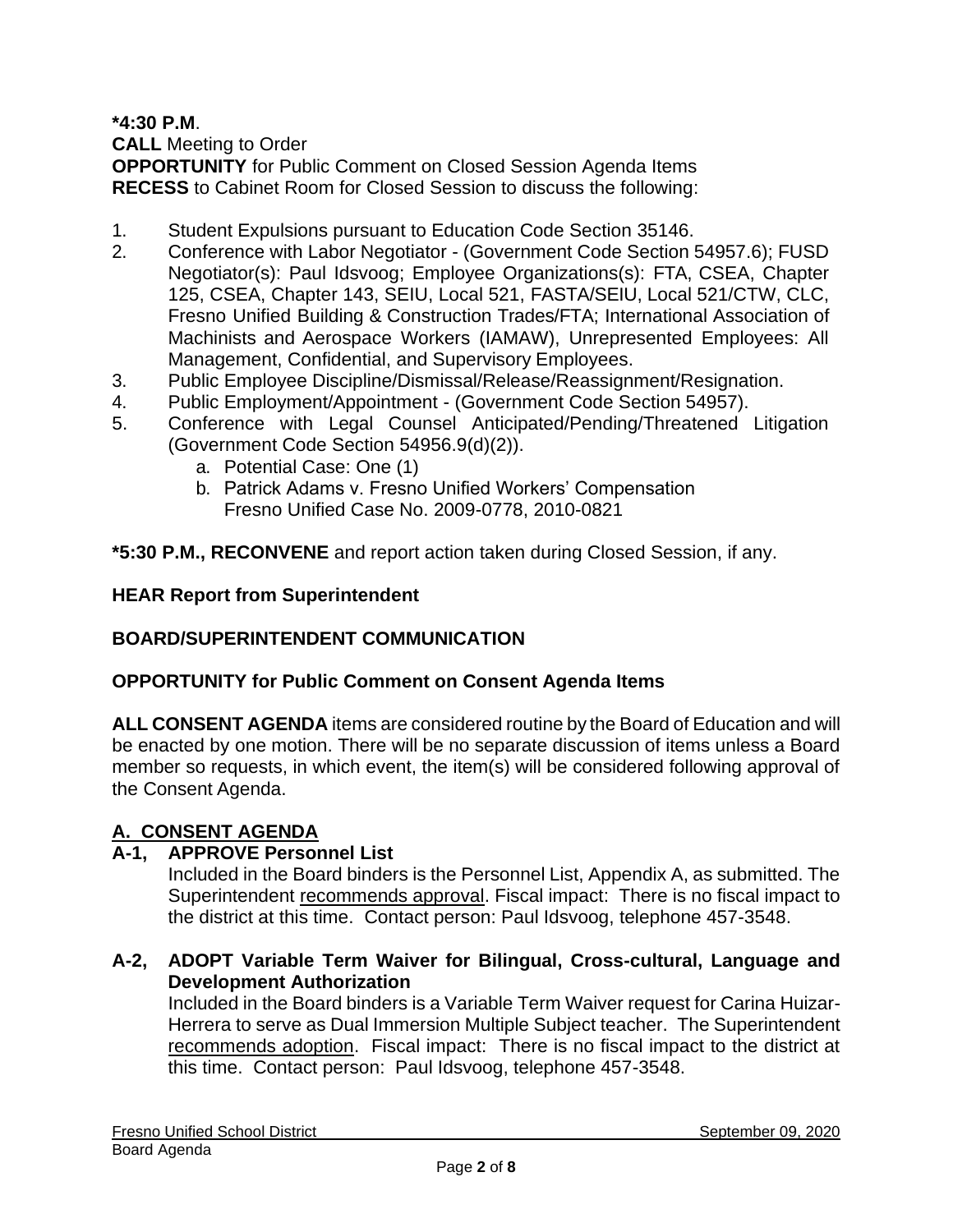**\*4:30 P.M**.
**CALL** Meeting to Order
**OPPORTUNITY** for Public Comment on Closed Session Agenda Items
**RECESS** to Cabinet Room for Closed Session to discuss the following:

1. Student Expulsions pursuant to Education Code Section 35146.
2. Conference with Labor Negotiator - (Government Code Section 54957.6); FUSD Negotiator(s): Paul Idsvoog; Employee Organizations(s): FTA, CSEA, Chapter 125, CSEA, Chapter 143, SEIU, Local 521, FASTA/SEIU, Local 521/CTW, CLC, Fresno Unified Building & Construction Trades/FTA; International Association of Machinists and Aerospace Workers (IAMAW), Unrepresented Employees: All Management, Confidential, and Supervisory Employees.
3. Public Employee Discipline/Dismissal/Release/Reassignment/Resignation.
4. Public Employment/Appointment - (Government Code Section 54957).
5. Conference with Legal Counsel Anticipated/Pending/Threatened Litigation (Government Code Section 54956.9(d)(2)).
   a. Potential Case: One (1)
   b. Patrick Adams v. Fresno Unified Workers' Compensation Fresno Unified Case No. 2009-0778, 2010-0821

**\*5:30 P.M., RECONVENE** and report action taken during Closed Session, if any.

**HEAR Report from Superintendent**

**BOARD/SUPERINTENDENT COMMUNICATION**

**OPPORTUNITY for Public Comment on Consent Agenda Items**

**ALL CONSENT AGENDA** items are considered routine by the Board of Education and will be enacted by one motion. There will be no separate discussion of items unless a Board member so requests, in which event, the item(s) will be considered following approval of the Consent Agenda.

## A. CONSENT AGENDA

**A-1, APPROVE Personnel List**
Included in the Board binders is the Personnel List, Appendix A, as submitted. The Superintendent recommends approval. Fiscal impact: There is no fiscal impact to the district at this time. Contact person: Paul Idsvoog, telephone 457-3548.

**A-2, ADOPT Variable Term Waiver for Bilingual, Cross-cultural, Language and Development Authorization**
Included in the Board binders is a Variable Term Waiver request for Carina Huizar-Herrera to serve as Dual Immersion Multiple Subject teacher. The Superintendent recommends adoption. Fiscal impact: There is no fiscal impact to the district at this time. Contact person: Paul Idsvoog, telephone 457-3548.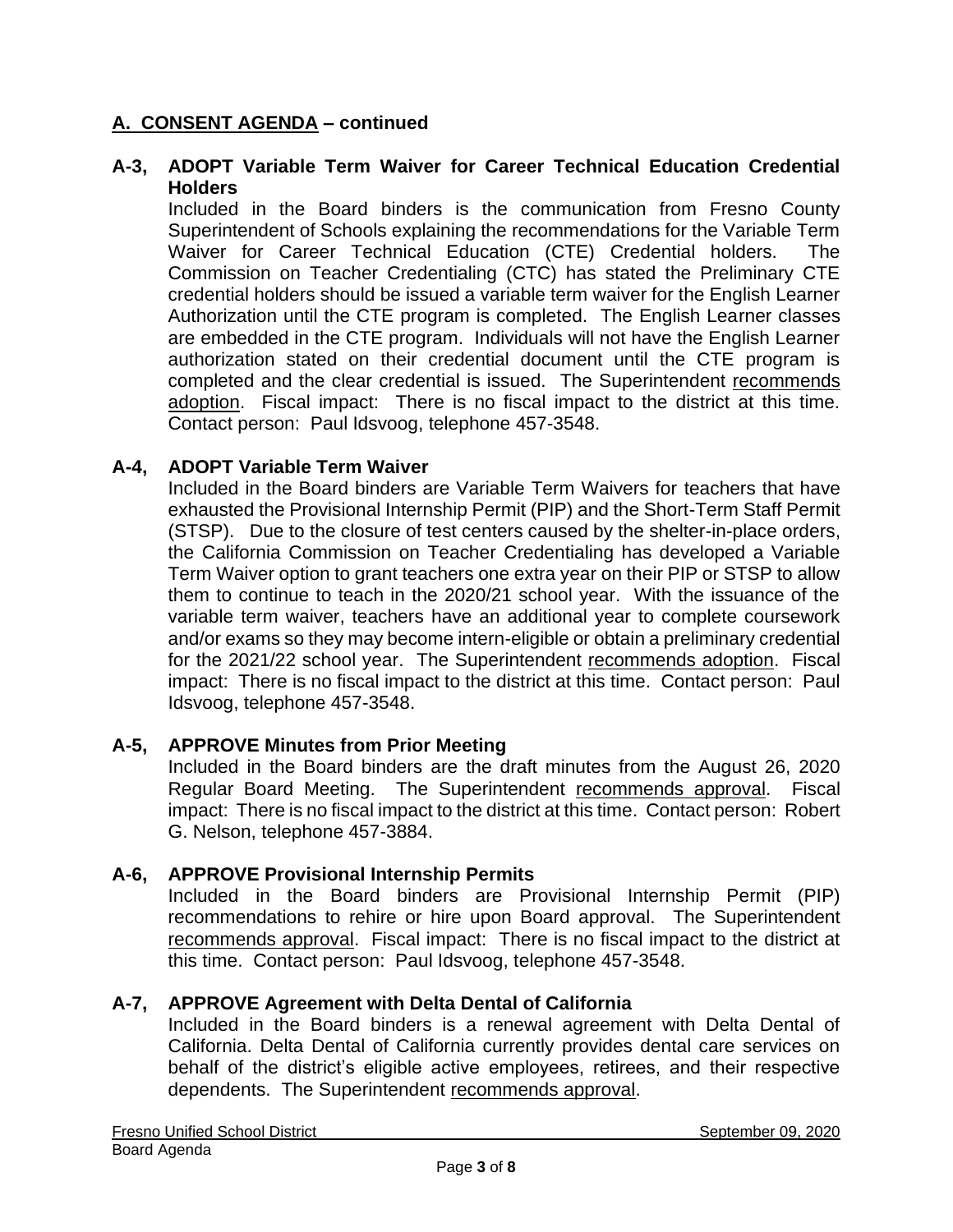## A. CONSENT AGENDA – continued

**A-3, ADOPT Variable Term Waiver for Career Technical Education Credential Holders**

Included in the Board binders is the communication from Fresno County Superintendent of Schools explaining the recommendations for the Variable Term Waiver for Career Technical Education (CTE) Credential holders. The Commission on Teacher Credentialing (CTC) has stated the Preliminary CTE credential holders should be issued a variable term waiver for the English Learner Authorization until the CTE program is completed. The English Learner classes are embedded in the CTE program. Individuals will not have the English Learner authorization stated on their credential document until the CTE program is completed and the clear credential is issued. The Superintendent recommends adoption. Fiscal impact: There is no fiscal impact to the district at this time. Contact person: Paul Idsvoog, telephone 457-3548.

**A-4, ADOPT Variable Term Waiver**

Included in the Board binders are Variable Term Waivers for teachers that have exhausted the Provisional Internship Permit (PIP) and the Short-Term Staff Permit (STSP). Due to the closure of test centers caused by the shelter-in-place orders, the California Commission on Teacher Credentialing has developed a Variable Term Waiver option to grant teachers one extra year on their PIP or STSP to allow them to continue to teach in the 2020/21 school year. With the issuance of the variable term waiver, teachers have an additional year to complete coursework and/or exams so they may become intern-eligible or obtain a preliminary credential for the 2021/22 school year. The Superintendent recommends adoption. Fiscal impact: There is no fiscal impact to the district at this time. Contact person: Paul Idsvoog, telephone 457-3548.

**A-5, APPROVE Minutes from Prior Meeting**

Included in the Board binders are the draft minutes from the August 26, 2020 Regular Board Meeting. The Superintendent recommends approval. Fiscal impact: There is no fiscal impact to the district at this time. Contact person: Robert G. Nelson, telephone 457-3884.

**A-6, APPROVE Provisional Internship Permits**

Included in the Board binders are Provisional Internship Permit (PIP) recommendations to rehire or hire upon Board approval. The Superintendent recommends approval. Fiscal impact: There is no fiscal impact to the district at this time. Contact person: Paul Idsvoog, telephone 457-3548.

**A-7, APPROVE Agreement with Delta Dental of California**

Included in the Board binders is a renewal agreement with Delta Dental of California. Delta Dental of California currently provides dental care services on behalf of the district's eligible active employees, retirees, and their respective dependents. The Superintendent recommends approval.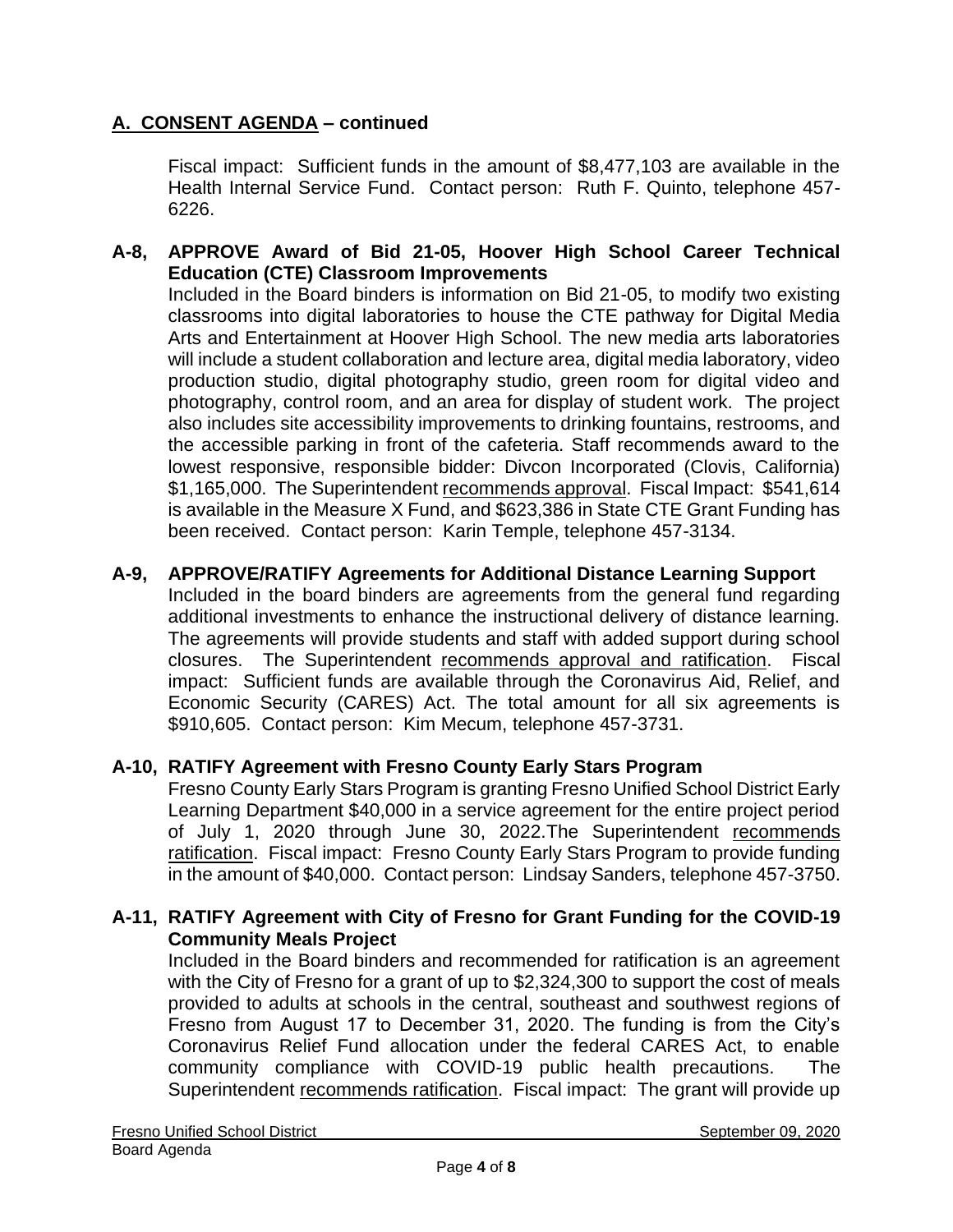## A. CONSENT AGENDA – continued

Fiscal impact: Sufficient funds in the amount of $8,477,103 are available in the Health Internal Service Fund. Contact person: Ruth F. Quinto, telephone 457-6226.

**A-8, APPROVE Award of Bid 21-05, Hoover High School Career Technical Education (CTE) Classroom Improvements**

Included in the Board binders is information on Bid 21-05, to modify two existing classrooms into digital laboratories to house the CTE pathway for Digital Media Arts and Entertainment at Hoover High School. The new media arts laboratories will include a student collaboration and lecture area, digital media laboratory, video production studio, digital photography studio, green room for digital video and photography, control room, and an area for display of student work. The project also includes site accessibility improvements to drinking fountains, restrooms, and the accessible parking in front of the cafeteria. Staff recommends award to the lowest responsive, responsible bidder: Divcon Incorporated (Clovis, California) $1,165,000. The Superintendent recommends approval. Fiscal Impact: $541,614 is available in the Measure X Fund, and $623,386 in State CTE Grant Funding has been received. Contact person: Karin Temple, telephone 457-3134.

**A-9, APPROVE/RATIFY Agreements for Additional Distance Learning Support**

Included in the board binders are agreements from the general fund regarding additional investments to enhance the instructional delivery of distance learning. The agreements will provide students and staff with added support during school closures. The Superintendent recommends approval and ratification. Fiscal impact: Sufficient funds are available through the Coronavirus Aid, Relief, and Economic Security (CARES) Act. The total amount for all six agreements is $910,605. Contact person: Kim Mecum, telephone 457-3731.

**A-10, RATIFY Agreement with Fresno County Early Stars Program**

Fresno County Early Stars Program is granting Fresno Unified School District Early Learning Department $40,000 in a service agreement for the entire project period of July 1, 2020 through June 30, 2022.The Superintendent recommends ratification. Fiscal impact: Fresno County Early Stars Program to provide funding in the amount of $40,000. Contact person: Lindsay Sanders, telephone 457-3750.

**A-11, RATIFY Agreement with City of Fresno for Grant Funding for the COVID-19 Community Meals Project**

Included in the Board binders and recommended for ratification is an agreement with the City of Fresno for a grant of up to $2,324,300 to support the cost of meals provided to adults at schools in the central, southeast and southwest regions of Fresno from August 17 to December 31, 2020. The funding is from the City's Coronavirus Relief Fund allocation under the federal CARES Act, to enable community compliance with COVID-19 public health precautions. The Superintendent recommends ratification. Fiscal impact: The grant will provide up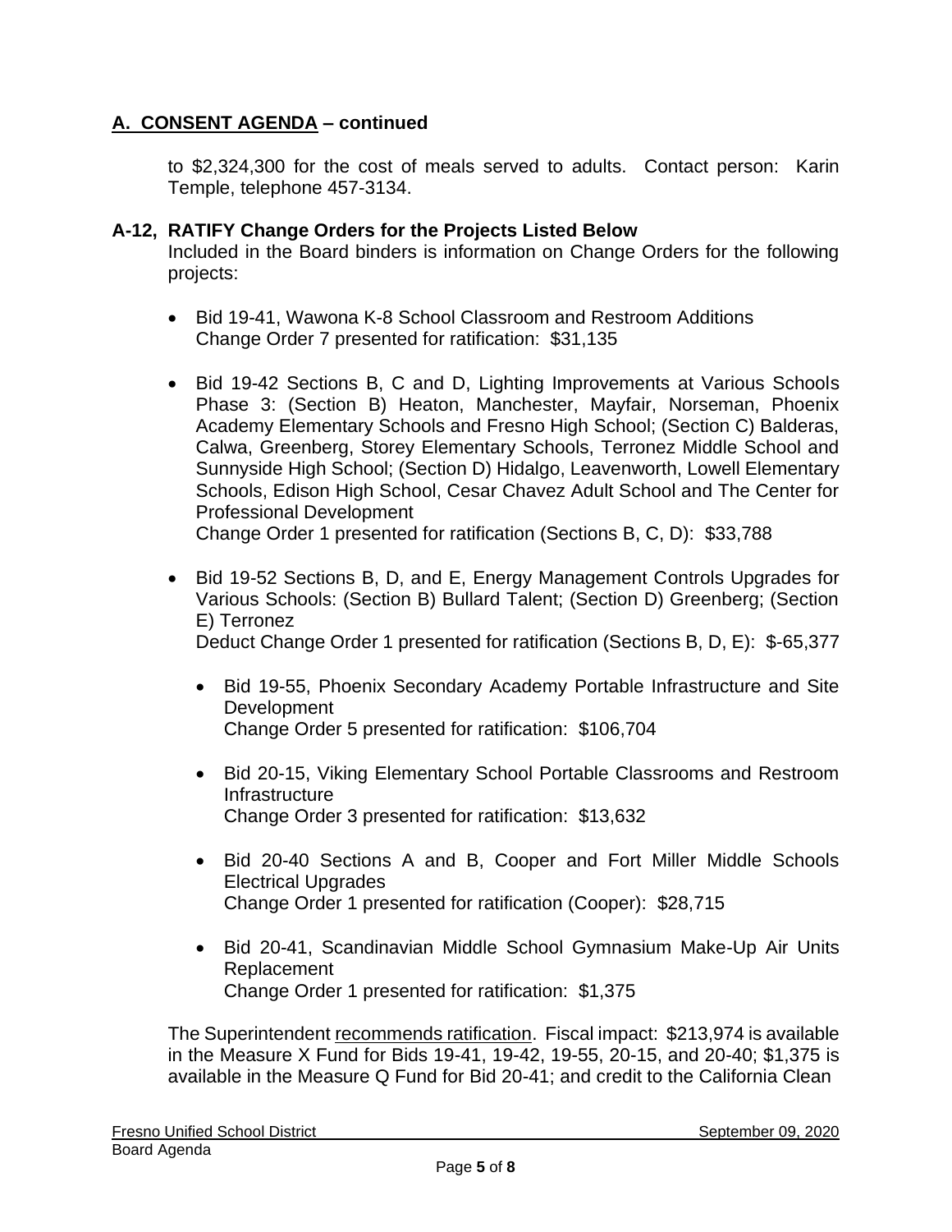## A. CONSENT AGENDA – continued

to $2,324,300 for the cost of meals served to adults. Contact person: Karin Temple, telephone 457-3134.

### A-12, RATIFY Change Orders for the Projects Listed Below

Included in the Board binders is information on Change Orders for the following projects:

- Bid 19-41, Wawona K-8 School Classroom and Restroom Additions
  Change Order 7 presented for ratification: $31,135
- Bid 19-42 Sections B, C and D, Lighting Improvements at Various Schools Phase 3: (Section B) Heaton, Manchester, Mayfair, Norseman, Phoenix Academy Elementary Schools and Fresno High School; (Section C) Balderas, Calwa, Greenberg, Storey Elementary Schools, Terronez Middle School and Sunnyside High School; (Section D) Hidalgo, Leavenworth, Lowell Elementary Schools, Edison High School, Cesar Chavez Adult School and The Center for Professional Development
  Change Order 1 presented for ratification (Sections B, C, D): $33,788
- Bid 19-52 Sections B, D, and E, Energy Management Controls Upgrades for Various Schools: (Section B) Bullard Talent; (Section D) Greenberg; (Section E) Terronez
  Deduct Change Order 1 presented for ratification (Sections B, D, E): $-65,377
- Bid 19-55, Phoenix Secondary Academy Portable Infrastructure and Site Development
  Change Order 5 presented for ratification: $106,704
- Bid 20-15, Viking Elementary School Portable Classrooms and Restroom Infrastructure
  Change Order 3 presented for ratification: $13,632
- Bid 20-40 Sections A and B, Cooper and Fort Miller Middle Schools Electrical Upgrades
  Change Order 1 presented for ratification (Cooper): $28,715
- Bid 20-41, Scandinavian Middle School Gymnasium Make-Up Air Units Replacement
  Change Order 1 presented for ratification: $1,375

The Superintendent recommends ratification. Fiscal impact: $213,974 is available in the Measure X Fund for Bids 19-41, 19-42, 19-55, 20-15, and 20-40; $1,375 is available in the Measure Q Fund for Bid 20-41; and credit to the California Clean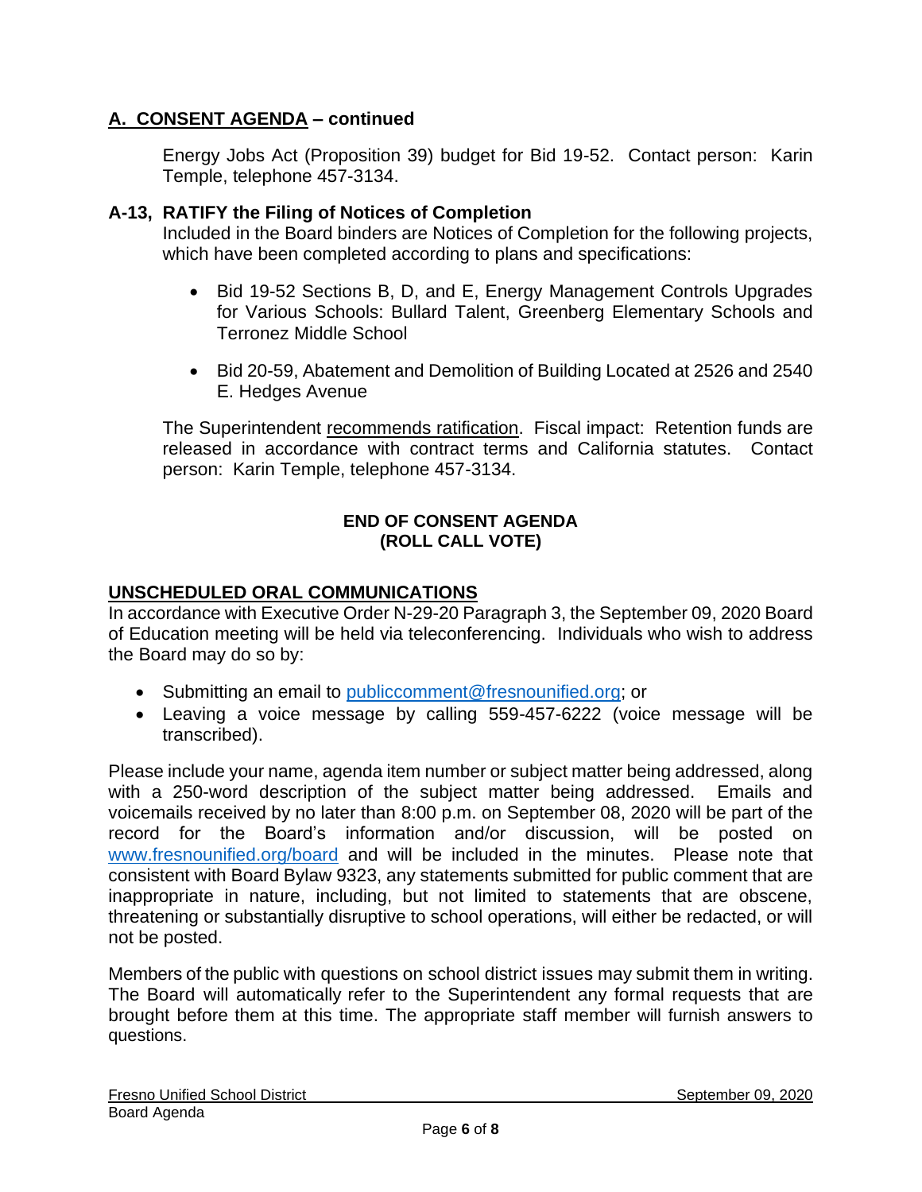## A. CONSENT AGENDA – continued

Energy Jobs Act (Proposition 39) budget for Bid 19-52. Contact person: Karin Temple, telephone 457-3134.

**A-13, RATIFY the Filing of Notices of Completion**

Included in the Board binders are Notices of Completion for the following projects, which have been completed according to plans and specifications:

- Bid 19-52 Sections B, D, and E, Energy Management Controls Upgrades for Various Schools: Bullard Talent, Greenberg Elementary Schools and Terronez Middle School
- Bid 20-59, Abatement and Demolition of Building Located at 2526 and 2540 E. Hedges Avenue

The Superintendent recommends ratification. Fiscal impact: Retention funds are released in accordance with contract terms and California statutes. Contact person: Karin Temple, telephone 457-3134.

**END OF CONSENT AGENDA**
**(ROLL CALL VOTE)**

## UNSCHEDULED ORAL COMMUNICATIONS

In accordance with Executive Order N-29-20 Paragraph 3, the September 09, 2020 Board of Education meeting will be held via teleconferencing. Individuals who wish to address the Board may do so by:

- Submitting an email to publiccomment@fresnounified.org; or
- Leaving a voice message by calling 559-457-6222 (voice message will be transcribed).

Please include your name, agenda item number or subject matter being addressed, along with a 250-word description of the subject matter being addressed. Emails and voicemails received by no later than 8:00 p.m. on September 08, 2020 will be part of the record for the Board's information and/or discussion, will be posted on www.fresnounified.org/board and will be included in the minutes. Please note that consistent with Board Bylaw 9323, any statements submitted for public comment that are inappropriate in nature, including, but not limited to, statements that are obscene, threatening or substantially disruptive to school operations, will either be redacted, or will not be posted.

Members of the public with questions on school district issues may submit them in writing. The Board will automatically refer to the Superintendent any formal requests that are brought before them at this time. The appropriate staff member will furnish answers to questions.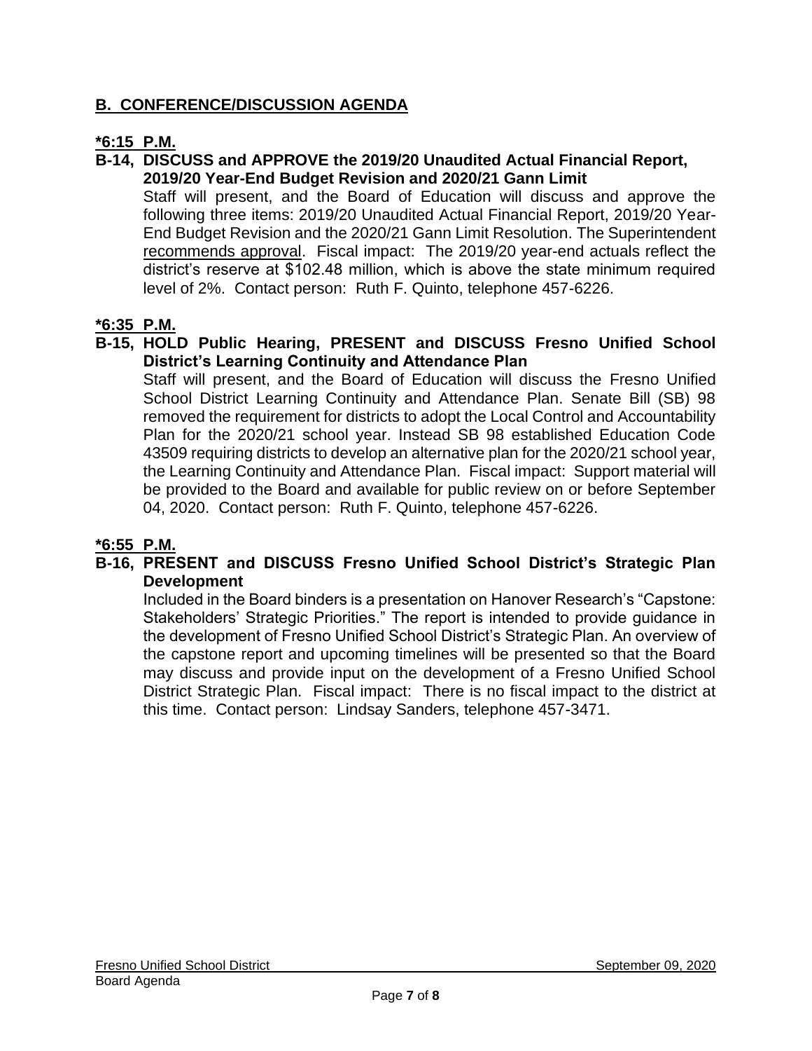## **B. CONFERENCE/DISCUSSION AGENDA**

**\*6:15 P.M.**

**B-14, DISCUSS and APPROVE the 2019/20 Unaudited Actual Financial Report, 2019/20 Year-End Budget Revision and 2020/21 Gann Limit**

Staff will present, and the Board of Education will discuss and approve the following three items: 2019/20 Unaudited Actual Financial Report, 2019/20 Year-End Budget Revision and the 2020/21 Gann Limit Resolution. The Superintendent recommends approval. Fiscal impact: The 2019/20 year-end actuals reflect the district's reserve at $102.48 million, which is above the state minimum required level of 2%. Contact person: Ruth F. Quinto, telephone 457-6226.

**\*6:35 P.M.**

**B-15, HOLD Public Hearing, PRESENT and DISCUSS Fresno Unified School District's Learning Continuity and Attendance Plan**

Staff will present, and the Board of Education will discuss the Fresno Unified School District Learning Continuity and Attendance Plan. Senate Bill (SB) 98 removed the requirement for districts to adopt the Local Control and Accountability Plan for the 2020/21 school year. Instead SB 98 established Education Code 43509 requiring districts to develop an alternative plan for the 2020/21 school year, the Learning Continuity and Attendance Plan. Fiscal impact: Support material will be provided to the Board and available for public review on or before September 04, 2020. Contact person: Ruth F. Quinto, telephone 457-6226.

**\*6:55 P.M.**

**B-16, PRESENT and DISCUSS Fresno Unified School District's Strategic Plan Development**

Included in the Board binders is a presentation on Hanover Research's "Capstone: Stakeholders' Strategic Priorities." The report is intended to provide guidance in the development of Fresno Unified School District's Strategic Plan. An overview of the capstone report and upcoming timelines will be presented so that the Board may discuss and provide input on the development of a Fresno Unified School District Strategic Plan. Fiscal impact: There is no fiscal impact to the district at this time. Contact person: Lindsay Sanders, telephone 457-3471.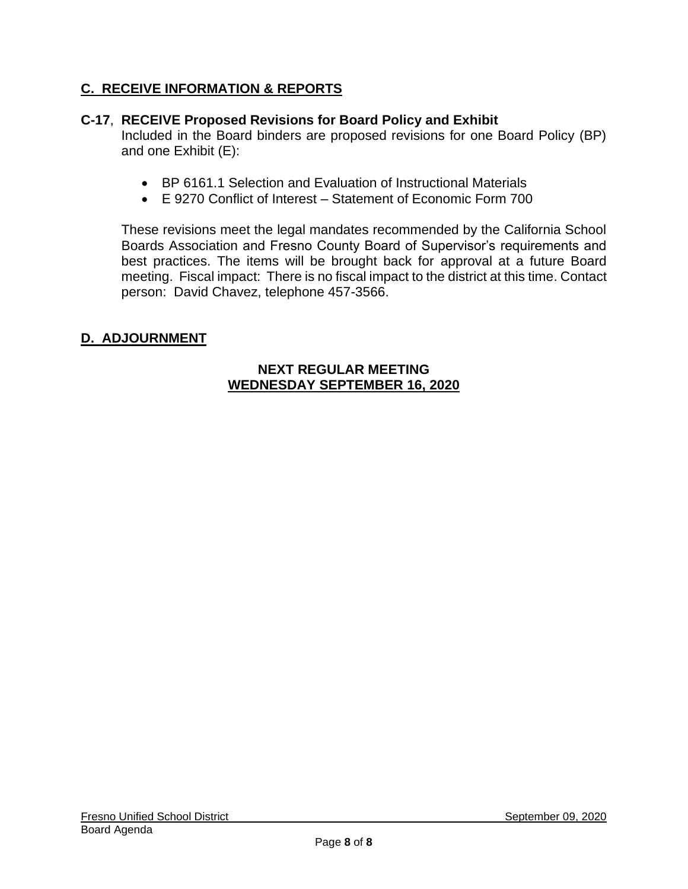## C. RECEIVE INFORMATION & REPORTS

**C-17**, **RECEIVE Proposed Revisions for Board Policy and Exhibit**

Included in the Board binders are proposed revisions for one Board Policy (BP) and one Exhibit (E):

- BP 6161.1 Selection and Evaluation of Instructional Materials
- E 9270 Conflict of Interest – Statement of Economic Form 700

These revisions meet the legal mandates recommended by the California School Boards Association and Fresno County Board of Supervisor's requirements and best practices. The items will be brought back for approval at a future Board meeting. Fiscal impact: There is no fiscal impact to the district at this time. Contact person: David Chavez, telephone 457-3566.

## D. ADJOURNMENT

**NEXT REGULAR MEETING**
**WEDNESDAY SEPTEMBER 16, 2020**